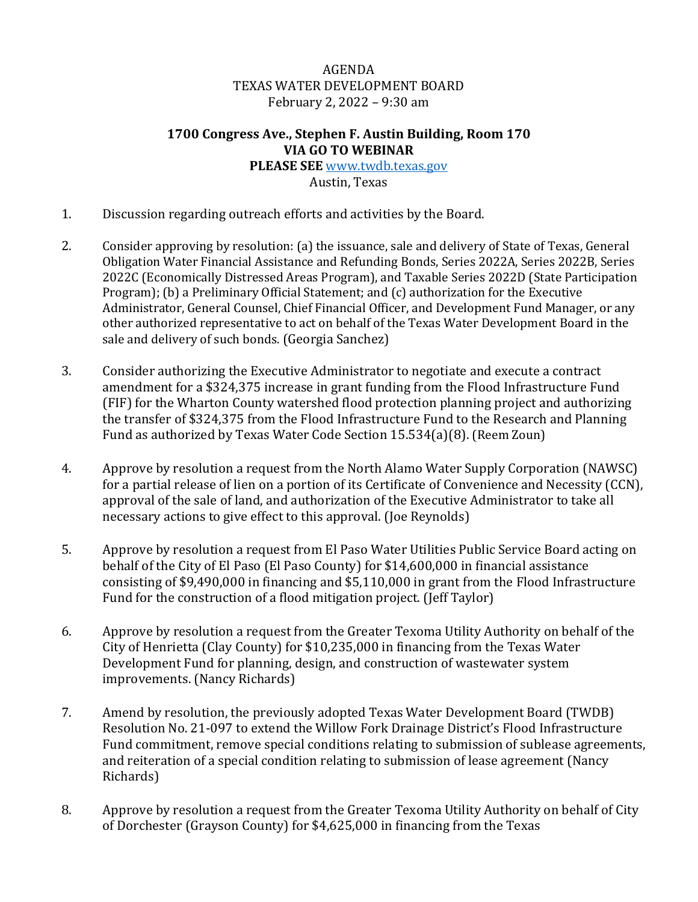AGENDA
TEXAS WATER DEVELOPMENT BOARD
February 2, 2022 – 9:30 am

**1700 Congress Ave., Stephen F. Austin Building, Room 170**
**VIA GO TO WEBINAR**
**PLEASE SEE** [www.twdb.texas.gov](http://www.twdb.texas.gov)
Austin, Texas

1. Discussion regarding outreach efforts and activities by the Board.

2. Consider approving by resolution: (a) the issuance, sale and delivery of State of Texas, General Obligation Water Financial Assistance and Refunding Bonds, Series 2022A, Series 2022B, Series 2022C (Economically Distressed Areas Program), and Taxable Series 2022D (State Participation Program); (b) a Preliminary Official Statement; and (c) authorization for the Executive Administrator, General Counsel, Chief Financial Officer, and Development Fund Manager, or any other authorized representative to act on behalf of the Texas Water Development Board in the sale and delivery of such bonds. (Georgia Sanchez)

3. Consider authorizing the Executive Administrator to negotiate and execute a contract amendment for a $324,375 increase in grant funding from the Flood Infrastructure Fund (FIF) for the Wharton County watershed flood protection planning project and authorizing the transfer of $324,375 from the Flood Infrastructure Fund to the Research and Planning Fund as authorized by Texas Water Code Section 15.534(a)(8). (Reem Zoun)

4. Approve by resolution a request from the North Alamo Water Supply Corporation (NAWSC) for a partial release of lien on a portion of its Certificate of Convenience and Necessity (CCN), approval of the sale of land, and authorization of the Executive Administrator to take all necessary actions to give effect to this approval. (Joe Reynolds)

5. Approve by resolution a request from El Paso Water Utilities Public Service Board acting on behalf of the City of El Paso (El Paso County) for $14,600,000 in financial assistance consisting of $9,490,000 in financing and $5,110,000 in grant from the Flood Infrastructure Fund for the construction of a flood mitigation project. (Jeff Taylor)

6. Approve by resolution a request from the Greater Texoma Utility Authority on behalf of the City of Henrietta (Clay County) for $10,235,000 in financing from the Texas Water Development Fund for planning, design, and construction of wastewater system improvements. (Nancy Richards)

7. Amend by resolution, the previously adopted Texas Water Development Board (TWDB) Resolution No. 21-097 to extend the Willow Fork Drainage District's Flood Infrastructure Fund commitment, remove special conditions relating to submission of sublease agreements, and reiteration of a special condition relating to submission of lease agreement (Nancy Richards)

8. Approve by resolution a request from the Greater Texoma Utility Authority on behalf of City of Dorchester (Grayson County) for $4,625,000 in financing from the Texas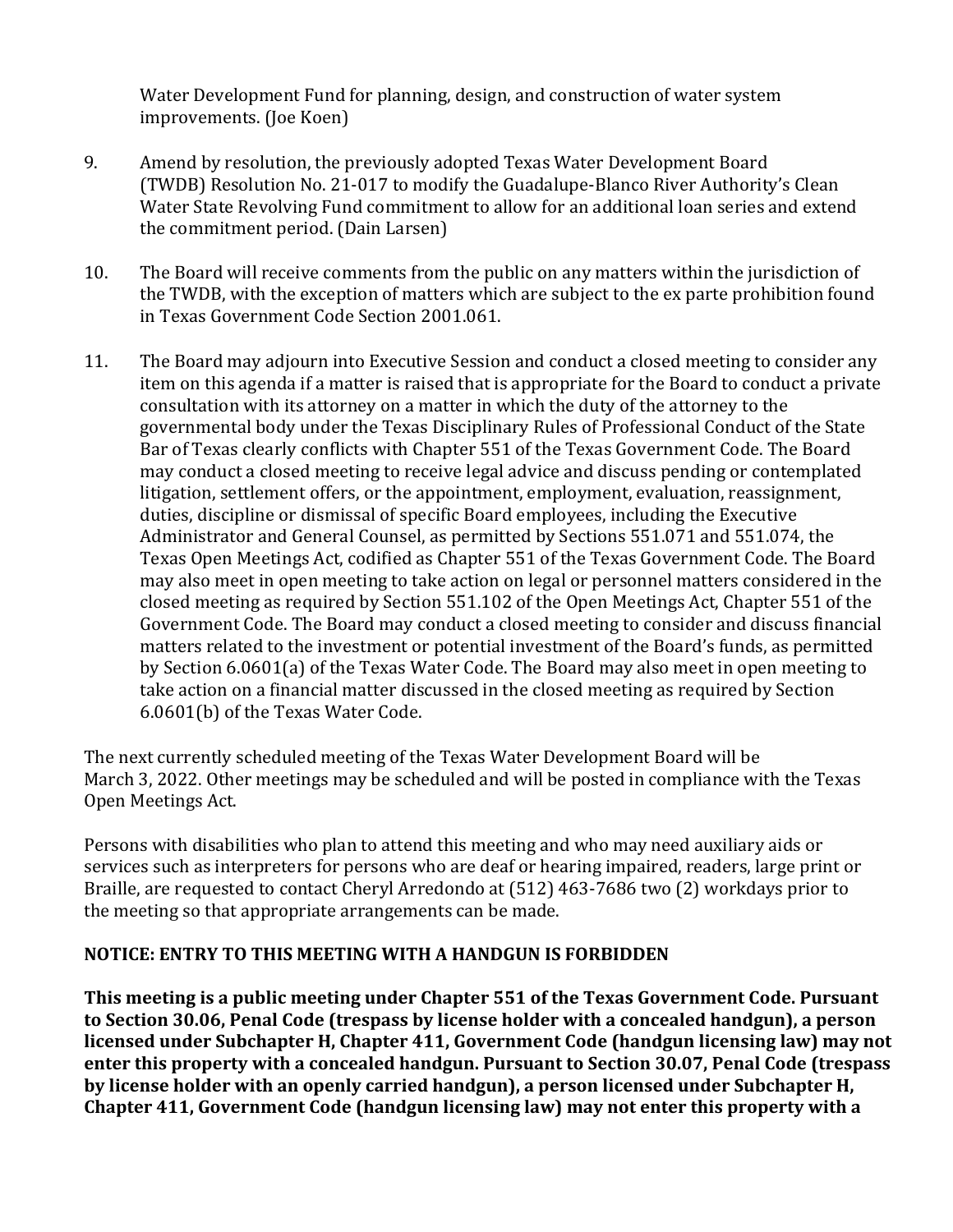Water Development Fund for planning, design, and construction of water system improvements. (Joe Koen)

9. Amend by resolution, the previously adopted Texas Water Development Board (TWDB) Resolution No. 21-017 to modify the Guadalupe-Blanco River Authority's Clean Water State Revolving Fund commitment to allow for an additional loan series and extend the commitment period. (Dain Larsen)

10. The Board will receive comments from the public on any matters within the jurisdiction of the TWDB, with the exception of matters which are subject to the ex parte prohibition found in Texas Government Code Section 2001.061.

11. The Board may adjourn into Executive Session and conduct a closed meeting to consider any item on this agenda if a matter is raised that is appropriate for the Board to conduct a private consultation with its attorney on a matter in which the duty of the attorney to the governmental body under the Texas Disciplinary Rules of Professional Conduct of the State Bar of Texas clearly conflicts with Chapter 551 of the Texas Government Code. The Board may conduct a closed meeting to receive legal advice and discuss pending or contemplated litigation, settlement offers, or the appointment, employment, evaluation, reassignment, duties, discipline or dismissal of specific Board employees, including the Executive Administrator and General Counsel, as permitted by Sections 551.071 and 551.074, the Texas Open Meetings Act, codified as Chapter 551 of the Texas Government Code. The Board may also meet in open meeting to take action on legal or personnel matters considered in the closed meeting as required by Section 551.102 of the Open Meetings Act, Chapter 551 of the Government Code. The Board may conduct a closed meeting to consider and discuss financial matters related to the investment or potential investment of the Board's funds, as permitted by Section 6.0601(a) of the Texas Water Code. The Board may also meet in open meeting to take action on a financial matter discussed in the closed meeting as required by Section 6.0601(b) of the Texas Water Code.

The next currently scheduled meeting of the Texas Water Development Board will be March 3, 2022. Other meetings may be scheduled and will be posted in compliance with the Texas Open Meetings Act.

Persons with disabilities who plan to attend this meeting and who may need auxiliary aids or services such as interpreters for persons who are deaf or hearing impaired, readers, large print or Braille, are requested to contact Cheryl Arredondo at (512) 463-7686 two (2) workdays prior to the meeting so that appropriate arrangements can be made.

**NOTICE: ENTRY TO THIS MEETING WITH A HANDGUN IS FORBIDDEN**

**This meeting is a public meeting under Chapter 551 of the Texas Government Code. Pursuant to Section 30.06, Penal Code (trespass by license holder with a concealed handgun), a person licensed under Subchapter H, Chapter 411, Government Code (handgun licensing law) may not enter this property with a concealed handgun. Pursuant to Section 30.07, Penal Code (trespass by license holder with an openly carried handgun), a person licensed under Subchapter H, Chapter 411, Government Code (handgun licensing law) may not enter this property with a**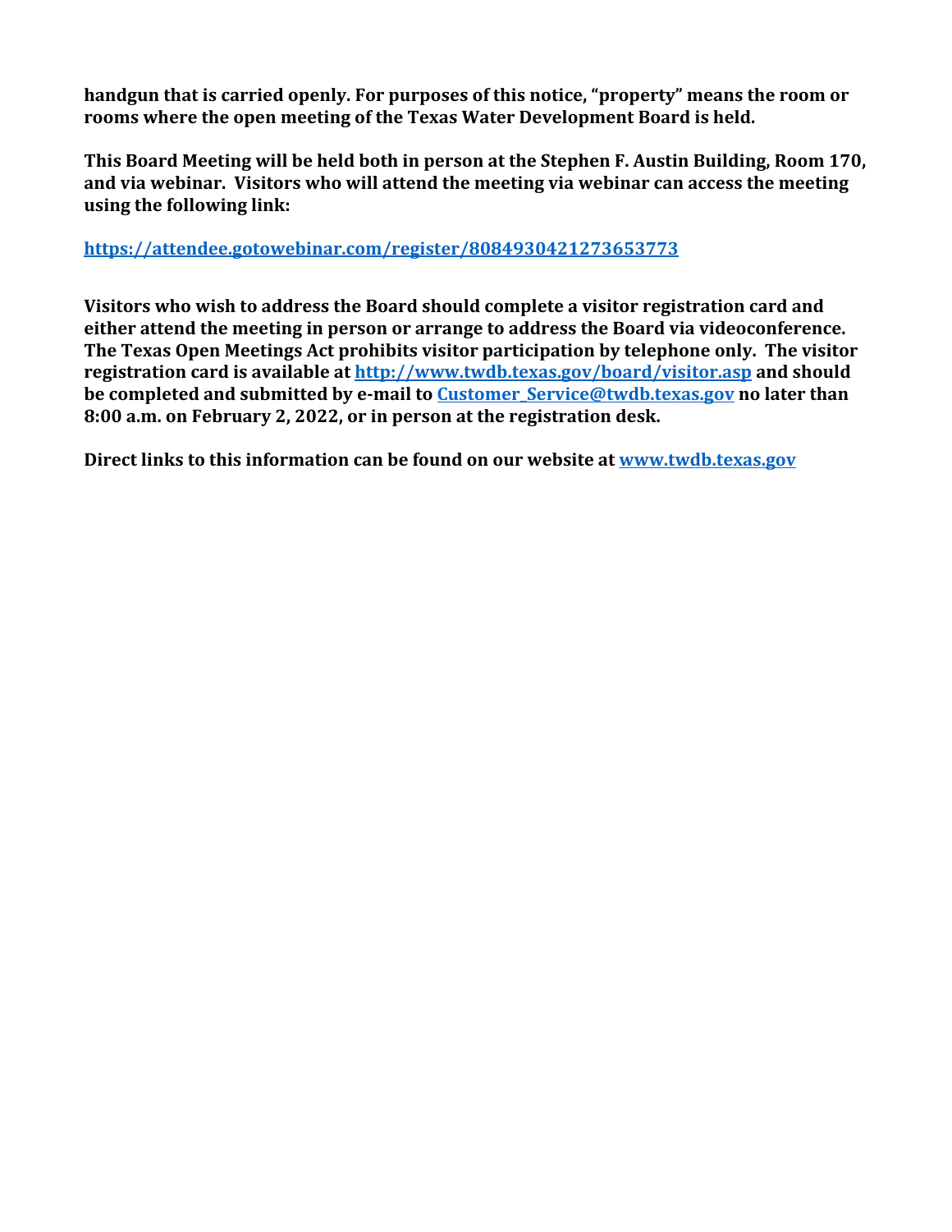**handgun that is carried openly. For purposes of this notice, "property" means the room or rooms where the open meeting of the Texas Water Development Board is held.**

**This Board Meeting will be held both in person at the Stephen F. Austin Building, Room 170, and via webinar. Visitors who will attend the meeting via webinar can access the meeting using the following link:**

**[https://attendee.gotowebinar.com/register/8084930421273653773](https://attendee.gotowebinar.com/register/8084930421273653773)**

**Visitors who wish to address the Board should complete a visitor registration card and either attend the meeting in person or arrange to address the Board via videoconference. The Texas Open Meetings Act prohibits visitor participation by telephone only. The visitor registration card is available at [http://www.twdb.texas.gov/board/visitor.asp](http://www.twdb.texas.gov/board/visitor.asp) and should be completed and submitted by e-mail to [Customer_Service@twdb.texas.gov](mailto:Customer_Service@twdb.texas.gov) no later than 8:00 a.m. on February 2, 2022, or in person at the registration desk.**

**Direct links to this information can be found on our website at [www.twdb.texas.gov](http://www.twdb.texas.gov)**